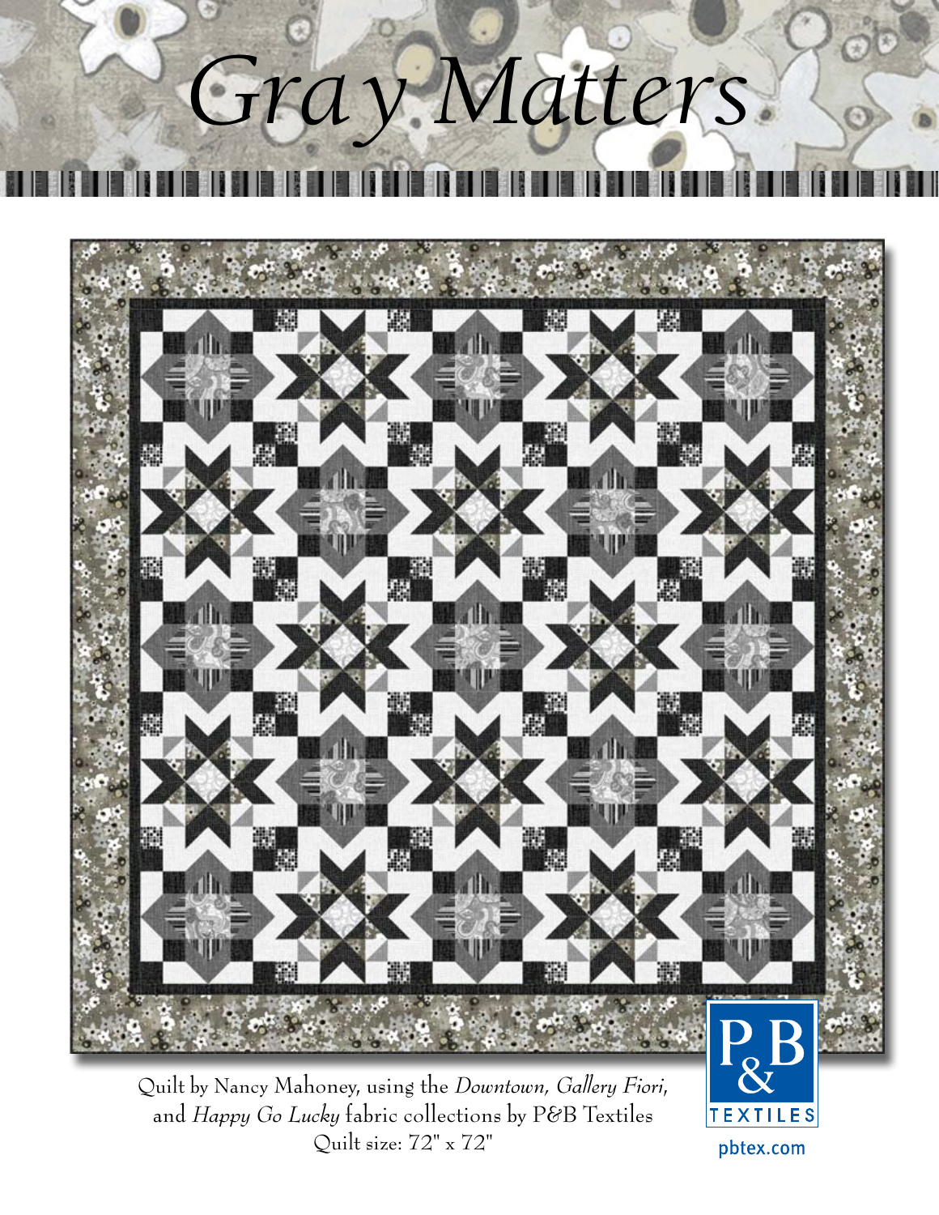# *Gray Matters*

Quilt by Nancy Mahoney, using the *Downtown*, *Gallery Fiori*, and *Happy Go Lucky* fabric collections by P&B Textiles

Quilt size: 72" x 72"

P&B TEXTILES

pbtex.com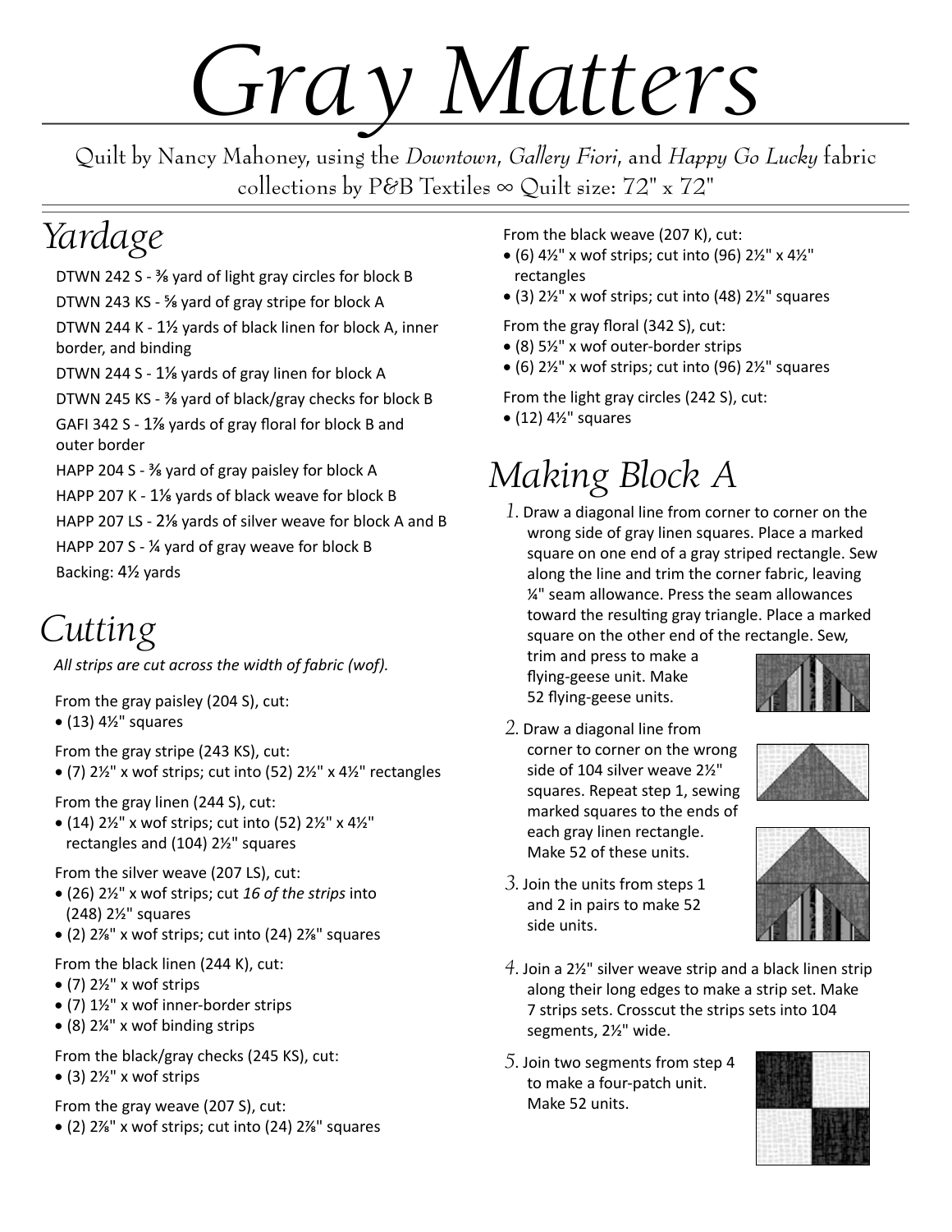# Gray Matters

Quilt by Nancy Mahoney, using the *Downtown*, *Gallery Fiori*, and *Happy Go Lucky* fabric collections by P&B Textiles ∞ Quilt size: 72" x 72"

## Yardage

DTWN 242 S - ⅜ yard of light gray circles for block B

DTWN 243 KS - ⅝ yard of gray stripe for block A

DTWN 244 K - 1½ yards of black linen for block A, inner border, and binding

DTWN 244 S - 1⅛ yards of gray linen for block A

DTWN 245 KS - ⅜ yard of black/gray checks for block B

GAFI 342 S - 1⅞ yards of gray floral for block B and outer border

HAPP 204 S - ⅜ yard of gray paisley for block A

HAPP 207 K - 1⅛ yards of black weave for block B

HAPP 207 LS - 2⅛ yards of silver weave for block A and B

HAPP 207 S - ¼ yard of gray weave for block B

Backing: 4½ yards

## Cutting

*All strips are cut across the width of fabric (wof).*

From the gray paisley (204 S), cut:
- (13) 4½" squares

From the gray stripe (243 KS), cut:
- (7) 2½" x wof strips; cut into (52) 2½" x 4½" rectangles

From the gray linen (244 S), cut:
- (14) 2½" x wof strips; cut into (52) 2½" x 4½" rectangles and (104) 2½" squares

From the silver weave (207 LS), cut:
- (26) 2½" x wof strips; cut *16 of the strips* into (248) 2½" squares
- (2) 2⅞" x wof strips; cut into (24) 2⅞" squares

From the black linen (244 K), cut:
- (7) 2½" x wof strips
- (7) 1½" x wof inner-border strips
- (8) 2¼" x wof binding strips

From the black/gray checks (245 KS), cut:
- (3) 2½" x wof strips

From the gray weave (207 S), cut:
- (2) 2⅞" x wof strips; cut into (24) 2⅞" squares

From the black weave (207 K), cut:
- (6) 4½" x wof strips; cut into (96) 2½" x 4½" rectangles
- (3) 2½" x wof strips; cut into (48) 2½" squares

From the gray floral (342 S), cut:
- (8) 5½" x wof outer-border strips
- (6) 2½" x wof strips; cut into (96) 2½" squares

From the light gray circles (242 S), cut:
- (12) 4½" squares

## Making Block A

*1.* Draw a diagonal line from corner to corner on the wrong side of gray linen squares. Place a marked square on one end of a gray striped rectangle. Sew along the line and trim the corner fabric, leaving ¼" seam allowance. Press the seam allowances toward the resulting gray triangle. Place a marked square on the other end of the rectangle. Sew, trim and press to make a flying-geese unit. Make 52 flying-geese units.

*2.* Draw a diagonal line from corner to corner on the wrong side of 104 silver weave 2½" squares. Repeat step 1, sewing marked squares to the ends of each gray linen rectangle. Make 52 of these units.

*3.* Join the units from steps 1 and 2 in pairs to make 52 side units.

*4.* Join a 2½" silver weave strip and a black linen strip along their long edges to make a strip set. Make 7 strips sets. Crosscut the strips sets into 104 segments, 2½" wide.

*5.* Join two segments from step 4 to make a four-patch unit. Make 52 units.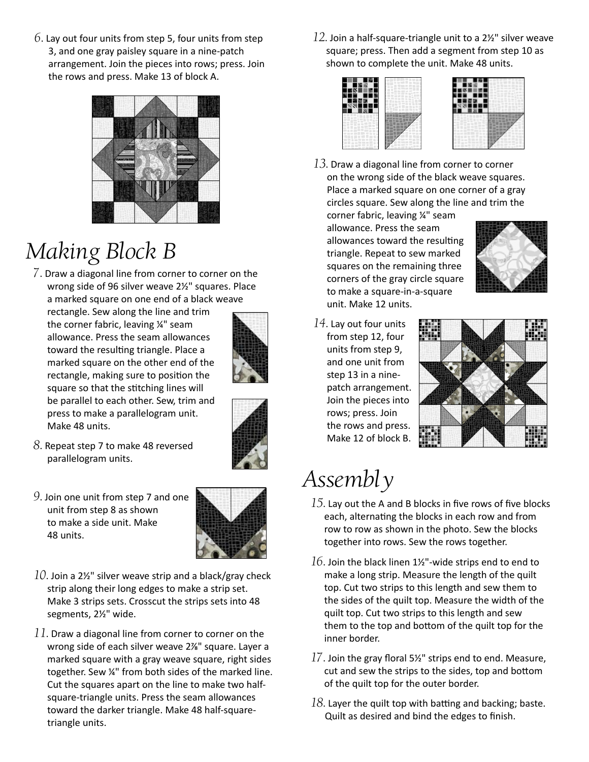6. Lay out four units from step 5, four units from step 3, and one gray paisley square in a nine-patch arrangement. Join the pieces into rows; press. Join the rows and press. Make 13 of block A.

## Making Block B

7. Draw a diagonal line from corner to corner on the wrong side of 96 silver weave 2½" squares. Place a marked square on one end of a black weave rectangle. Sew along the line and trim the corner fabric, leaving ¼" seam allowance. Press the seam allowances toward the resulting triangle. Place a marked square on the other end of the rectangle, making sure to position the square so that the stitching lines will be parallel to each other. Sew, trim and press to make a parallelogram unit. Make 48 units.

8. Repeat step 7 to make 48 reversed parallelogram units.

9. Join one unit from step 7 and one unit from step 8 as shown to make a side unit. Make 48 units.

10. Join a 2½" silver weave strip and a black/gray check strip along their long edges to make a strip set. Make 3 strips sets. Crosscut the strips sets into 48 segments, 2½" wide.

11. Draw a diagonal line from corner to corner on the wrong side of each silver weave 2⅞" square. Layer a marked square with a gray weave square, right sides together. Sew ¼" from both sides of the marked line. Cut the squares apart on the line to make two half-square-triangle units. Press the seam allowances toward the darker triangle. Make 48 half-square-triangle units.

12. Join a half-square-triangle unit to a 2½" silver weave square; press. Then add a segment from step 10 as shown to complete the unit. Make 48 units.

13. Draw a diagonal line from corner to corner on the wrong side of the black weave squares. Place a marked square on one corner of a gray circles square. Sew along the line and trim the corner fabric, leaving ¼" seam allowance. Press the seam allowances toward the resulting triangle. Repeat to sew marked squares on the remaining three corners of the gray circle square to make a square-in-a-square unit. Make 12 units.

14. Lay out four units from step 12, four units from step 9, and one unit from step 13 in a nine-patch arrangement. Join the pieces into rows; press. Join the rows and press. Make 12 of block B.

## Assembly

15. Lay out the A and B blocks in five rows of five blocks each, alternating the blocks in each row and from row to row as shown in the photo. Sew the blocks together into rows. Sew the rows together.

16. Join the black linen 1½"-wide strips end to end to make a long strip. Measure the length of the quilt top. Cut two strips to this length and sew them to the sides of the quilt top. Measure the width of the quilt top. Cut two strips to this length and sew them to the top and bottom of the quilt top for the inner border.

17. Join the gray floral 5½" strips end to end. Measure, cut and sew the strips to the sides, top and bottom of the quilt top for the outer border.

18. Layer the quilt top with batting and backing; baste. Quilt as desired and bind the edges to finish.